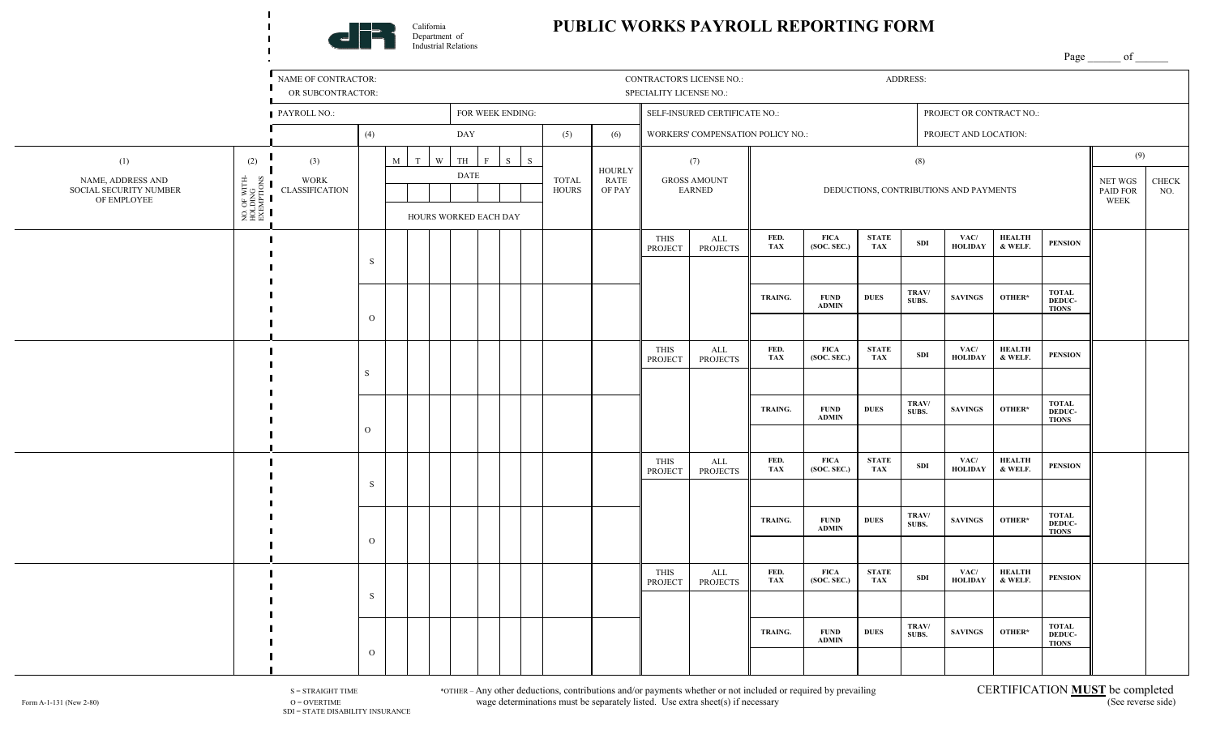California Department of Industrial Relations

# PUBLIC WORKS PAYROLL REPORTING FORM

Page ______ of ______

| | | |
|---|---|---|
| NAME OF CONTRACTOR: OR SUBCONTRACTOR: | CONTRACTOR'S LICENSE NO.: SPECIALITY LICENSE NO.: | ADDRESS: |
| PAYROLL NO.: FOR WEEK ENDING: | SELF-INSURED CERTIFICATE NO.: | PROJECT OR CONTRACT NO.: |
| | WORKERS' COMPENSATION POLICY NO.: | PROJECT AND LOCATION: |

| (1) NAME, ADDRESS AND SOCIAL SECURITY NUMBER OF EMPLOYEE | (2) NO. OF WITH-HOLDING EXEMPTIONS | (3) WORK CLASSIFICATION | (4) | M | T | W | TH | F | S | S | (5) TOTAL HOURS | (6) HOURLY RATE OF PAY | (7) GROSS AMOUNT EARNED | | (8) DEDUCTIONS, CONTRIBUTIONS AND PAYMENTS | | | | | | | (9) NET WGS PAID FOR WEEK | CHECK NO. |
|---|---|---|---|---|---|---|---|---|---|---|---|---|---|---|---|---|---|---|---|---|---|---|---|
| | | | DAY / DATE / HOURS WORKED EACH DAY | | | | | | | | | | THIS PROJECT | ALL PROJECTS | | | | | | | | | |
| | | | S | | | | | | | | | | | | FED. TAX | FICA (SOC. SEC.) | STATE TAX | SDI | VAC/ HOLIDAY | HEALTH & WELF. | PENSION | | |
| | | | O | | | | | | | | | | | | TRAING. | FUND ADMIN | DUES | TRAV/ SUBS. | SAVINGS | OTHER* | TOTAL DEDUCTIONS | | |
| | | | S | | | | | | | | | | | | FED. TAX | FICA (SOC. SEC.) | STATE TAX | SDI | VAC/ HOLIDAY | HEALTH & WELF. | PENSION | | |
| | | | O | | | | | | | | | | | | TRAING. | FUND ADMIN | DUES | TRAV/ SUBS. | SAVINGS | OTHER* | TOTAL DEDUCTIONS | | |
| | | | S | | | | | | | | | | | | FED. TAX | FICA (SOC. SEC.) | STATE TAX | SDI | VAC/ HOLIDAY | HEALTH & WELF. | PENSION | | |
| | | | O | | | | | | | | | | | | TRAING. | FUND ADMIN | DUES | TRAV/ SUBS. | SAVINGS | OTHER* | TOTAL DEDUCTIONS | | |
| | | | S | | | | | | | | | | | | FED. TAX | FICA (SOC. SEC.) | STATE TAX | SDI | VAC/ HOLIDAY | HEALTH & WELF. | PENSION | | |
| | | | O | | | | | | | | | | | | TRAING. | FUND ADMIN | DUES | TRAV/ SUBS. | SAVINGS | OTHER* | TOTAL DEDUCTIONS | | |

Form A-1-131 (New 2-80)

S = STRAIGHT TIME
O = OVERTIME
SDI = STATE DISABILITY INSURANCE

*OTHER – Any other deductions, contributions and/or payments whether or not included or required by prevailing wage determinations must be separately listed. Use extra sheet(s) if necessary

CERTIFICATION **MUST** be completed (See reverse side)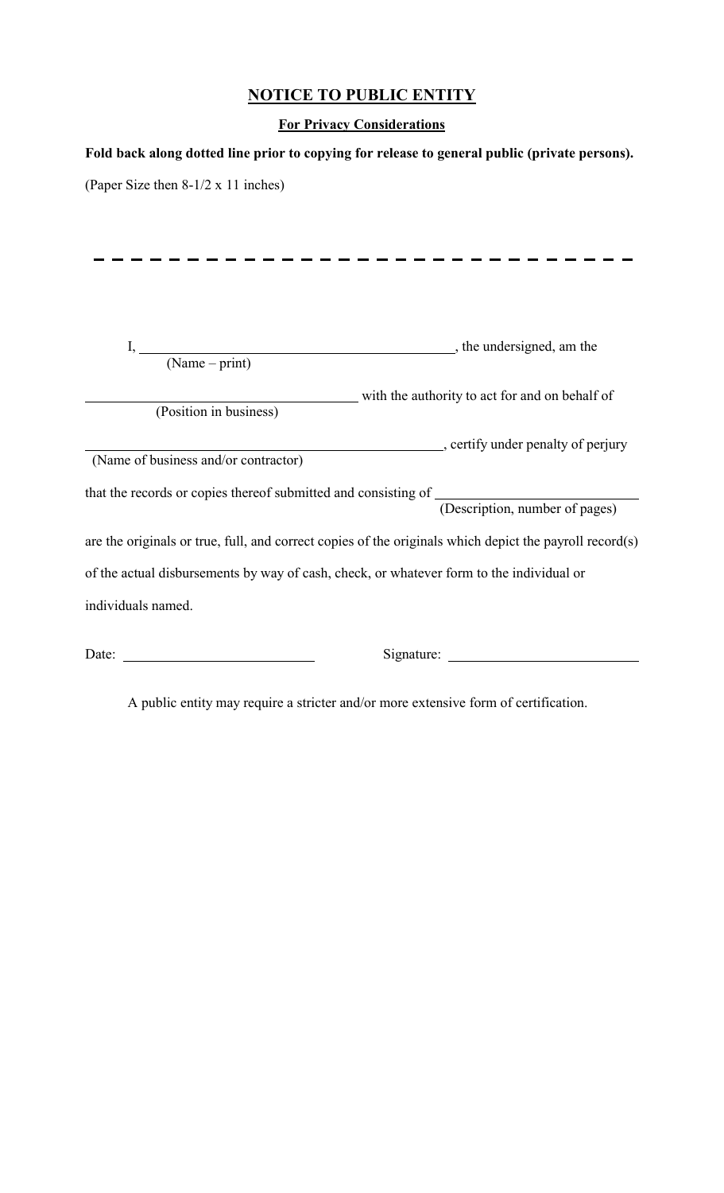# NOTICE TO PUBLIC ENTITY

**For Privacy Considerations**

**Fold back along dotted line prior to copying for release to general public (private persons).**

(Paper Size then 8-1/2 x 11 inches)

- - - - - - - - - - - - - - - - - - - - - - - - - - - - - -

I, ____________________________________________, the undersigned, am the
(Name – print)

______________________________________ with the authority to act for and on behalf of
(Position in business)

_______________________________________________________, certify under penalty of perjury
(Name of business and/or contractor)

that the records or copies thereof submitted and consisting of ____________________________
(Description, number of pages)

are the originals or true, full, and correct copies of the originals which depict the payroll record(s) of the actual disbursements by way of cash, check, or whatever form to the individual or individuals named.

Date: ___________________________ Signature: ___________________________

A public entity may require a stricter and/or more extensive form of certification.